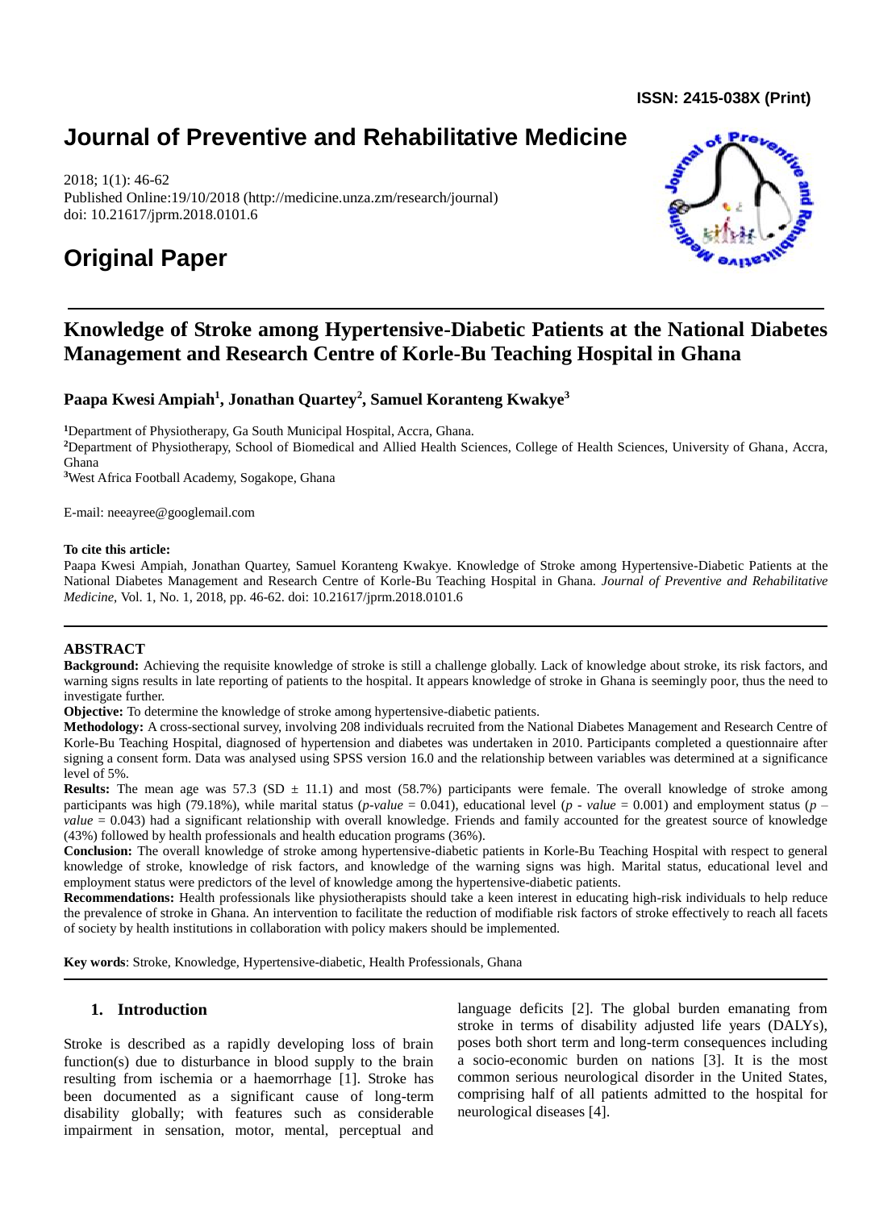**ISSN: 2415-038X (Print)**

# Journal of Preventive and Rehabilitative Medicine

2018; 1(1): 46-62
Published Online:19/10/2018 (http://medicine.unza.zm/research/journal)
doi: 10.21617/jprm.2018.0101.6

# Original Paper

## Knowledge of Stroke among Hypertensive-Diabetic Patients at the National Diabetes Management and Research Centre of Korle-Bu Teaching Hospital in Ghana

**Paapa Kwesi Ampiah[1], Jonathan Quartey[2], Samuel Koranteng Kwakye[3]**

[1]Department of Physiotherapy, Ga South Municipal Hospital, Accra, Ghana.
[2]Department of Physiotherapy, School of Biomedical and Allied Health Sciences, College of Health Sciences, University of Ghana, Accra, Ghana
[3]West Africa Football Academy, Sogakope, Ghana

E-mail: neeayree@googlemail.com

**To cite this article:**
Paapa Kwesi Ampiah, Jonathan Quartey, Samuel Koranteng Kwakye. Knowledge of Stroke among Hypertensive-Diabetic Patients at the National Diabetes Management and Research Centre of Korle-Bu Teaching Hospital in Ghana. *Journal of Preventive and Rehabilitative Medicine*, Vol. 1, No. 1, 2018, pp. 46-62. doi: 10.21617/jprm.2018.0101.6

---

**ABSTRACT**

**Background:** Achieving the requisite knowledge of stroke is still a challenge globally. Lack of knowledge about stroke, its risk factors, and warning signs results in late reporting of patients to the hospital. It appears knowledge of stroke in Ghana is seemingly poor, thus the need to investigate further.

**Objective:** To determine the knowledge of stroke among hypertensive-diabetic patients.

**Methodology:** A cross-sectional survey, involving 208 individuals recruited from the National Diabetes Management and Research Centre of Korle-Bu Teaching Hospital, diagnosed of hypertension and diabetes was undertaken in 2010. Participants completed a questionnaire after signing a consent form. Data was analysed using SPSS version 16.0 and the relationship between variables was determined at a significance level of 5%.

**Results:** The mean age was 57.3 (SD ± 11.1) and most (58.7%) participants were female. The overall knowledge of stroke among participants was high (79.18%), while marital status (*p-value* = 0.041), educational level (*p - value* = 0.001) and employment status (*p – value* = 0.043) had a significant relationship with overall knowledge. Friends and family accounted for the greatest source of knowledge (43%) followed by health professionals and health education programs (36%).

**Conclusion:** The overall knowledge of stroke among hypertensive-diabetic patients in Korle-Bu Teaching Hospital with respect to general knowledge of stroke, knowledge of risk factors, and knowledge of the warning signs was high. Marital status, educational level and employment status were predictors of the level of knowledge among the hypertensive-diabetic patients.

**Recommendations:** Health professionals like physiotherapists should take a keen interest in educating high-risk individuals to help reduce the prevalence of stroke in Ghana. An intervention to facilitate the reduction of modifiable risk factors of stroke effectively to reach all facets of society by health institutions in collaboration with policy makers should be implemented.

**Key words**: Stroke, Knowledge, Hypertensive-diabetic, Health Professionals, Ghana

---

## 1. Introduction

Stroke is described as a rapidly developing loss of brain function(s) due to disturbance in blood supply to the brain resulting from ischemia or a haemorrhage [1]. Stroke has been documented as a significant cause of long-term disability globally; with features such as considerable impairment in sensation, motor, mental, perceptual and language deficits [2]. The global burden emanating from stroke in terms of disability adjusted life years (DALYs), poses both short term and long-term consequences including a socio-economic burden on nations [3]. It is the most common serious neurological disorder in the United States, comprising half of all patients admitted to the hospital for neurological diseases [4].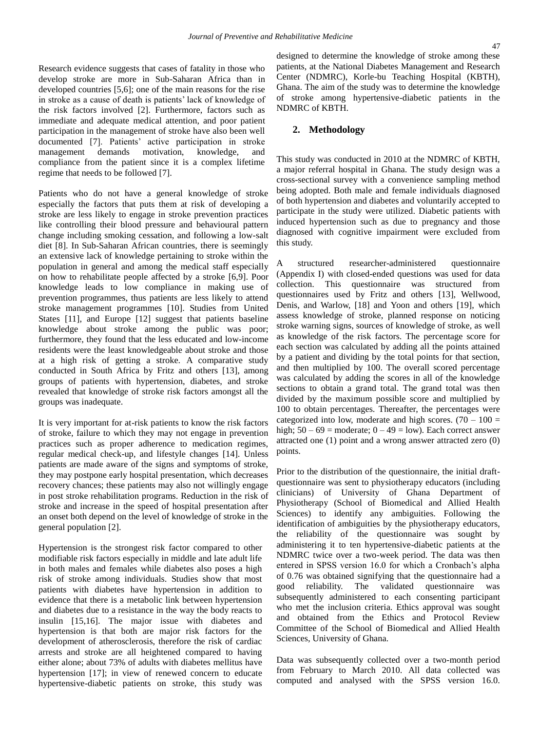Research evidence suggests that cases of fatality in those who develop stroke are more in Sub-Saharan Africa than in developed countries [5,6]; one of the main reasons for the rise in stroke as a cause of death is patients' lack of knowledge of the risk factors involved [2]. Furthermore, factors such as immediate and adequate medical attention, and poor patient participation in the management of stroke have also been well documented [7]. Patients' active participation in stroke management demands motivation, knowledge, and compliance from the patient since it is a complex lifetime regime that needs to be followed [7].

Patients who do not have a general knowledge of stroke especially the factors that puts them at risk of developing a stroke are less likely to engage in stroke prevention practices like controlling their blood pressure and behavioural pattern change including smoking cessation, and following a low-salt diet [8]. In Sub-Saharan African countries, there is seemingly an extensive lack of knowledge pertaining to stroke within the population in general and among the medical staff especially on how to rehabilitate people affected by a stroke [6,9]. Poor knowledge leads to low compliance in making use of prevention programmes, thus patients are less likely to attend stroke management programmes [10]. Studies from United States [11], and Europe [12] suggest that patients baseline knowledge about stroke among the public was poor; furthermore, they found that the less educated and low-income residents were the least knowledgeable about stroke and those at a high risk of getting a stroke. A comparative study conducted in South Africa by Fritz and others [13], among groups of patients with hypertension, diabetes, and stroke revealed that knowledge of stroke risk factors amongst all the groups was inadequate.

It is very important for at-risk patients to know the risk factors of stroke, failure to which they may not engage in prevention practices such as proper adherence to medication regimes, regular medical check-up, and lifestyle changes [14]. Unless patients are made aware of the signs and symptoms of stroke, they may postpone early hospital presentation, which decreases recovery chances; these patients may also not willingly engage in post stroke rehabilitation programs. Reduction in the risk of stroke and increase in the speed of hospital presentation after an onset both depend on the level of knowledge of stroke in the general population [2].

Hypertension is the strongest risk factor compared to other modifiable risk factors especially in middle and late adult life in both males and females while diabetes also poses a high risk of stroke among individuals. Studies show that most patients with diabetes have hypertension in addition to evidence that there is a metabolic link between hypertension and diabetes due to a resistance in the way the body reacts to insulin [15,16]. The major issue with diabetes and hypertension is that both are major risk factors for the development of atherosclerosis, therefore the risk of cardiac arrests and stroke are all heightened compared to having either alone; about 73% of adults with diabetes mellitus have hypertension [17]; in view of renewed concern to educate hypertensive-diabetic patients on stroke, this study was designed to determine the knowledge of stroke among these patients, at the National Diabetes Management and Research Center (NDMRC), Korle-bu Teaching Hospital (KBTH), Ghana. The aim of the study was to determine the knowledge of stroke among hypertensive-diabetic patients in the NDMRC of KBTH.

## 2. Methodology

This study was conducted in 2010 at the NDMRC of KBTH, a major referral hospital in Ghana. The study design was a cross-sectional survey with a convenience sampling method being adopted. Both male and female individuals diagnosed of both hypertension and diabetes and voluntarily accepted to participate in the study were utilized. Diabetic patients with induced hypertension such as due to pregnancy and those diagnosed with cognitive impairment were excluded from this study.

A structured researcher-administered questionnaire (Appendix I) with closed-ended questions was used for data collection. This questionnaire was structured from questionnaires used by Fritz and others [13], Wellwood, Denis, and Warlow, [18] and Yoon and others [19], which assess knowledge of stroke, planned response on noticing stroke warning signs, sources of knowledge of stroke, as well as knowledge of the risk factors. The percentage score for each section was calculated by adding all the points attained by a patient and dividing by the total points for that section, and then multiplied by 100. The overall scored percentage was calculated by adding the scores in all of the knowledge sections to obtain a grand total. The grand total was then divided by the maximum possible score and multiplied by 100 to obtain percentages. Thereafter, the percentages were categorized into low, moderate and high scores. (70 – 100 = high; 50 – 69 = moderate; 0 – 49 = low). Each correct answer attracted one (1) point and a wrong answer attracted zero (0) points.

Prior to the distribution of the questionnaire, the initial draft-questionnaire was sent to physiotherapy educators (including clinicians) of University of Ghana Department of Physiotherapy (School of Biomedical and Allied Health Sciences) to identify any ambiguities. Following the identification of ambiguities by the physiotherapy educators, the reliability of the questionnaire was sought by administering it to ten hypertensive-diabetic patients at the NDMRC twice over a two-week period. The data was then entered in SPSS version 16.0 for which a Cronbach's alpha of 0.76 was obtained signifying that the questionnaire had a good reliability. The validated questionnaire was subsequently administered to each consenting participant who met the inclusion criteria. Ethics approval was sought and obtained from the Ethics and Protocol Review Committee of the School of Biomedical and Allied Health Sciences, University of Ghana.

Data was subsequently collected over a two-month period from February to March 2010. All data collected was computed and analysed with the SPSS version 16.0.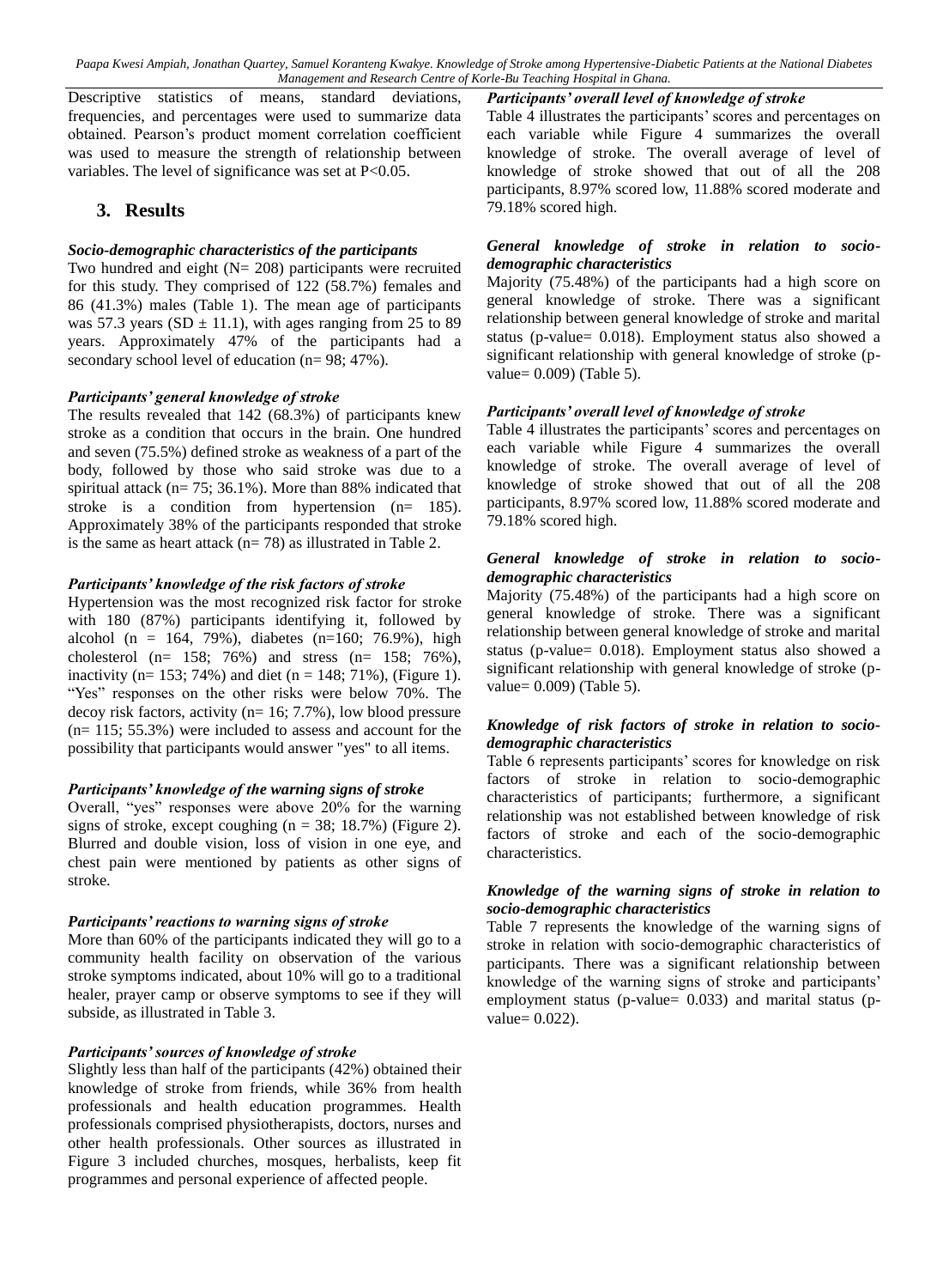Descriptive statistics of means, standard deviations, frequencies, and percentages were used to summarize data obtained. Pearson's product moment correlation coefficient was used to measure the strength of relationship between variables. The level of significance was set at P<0.05.

## 3. Results

### *Socio-demographic characteristics of the participants*

Two hundred and eight (N= 208) participants were recruited for this study. They comprised of 122 (58.7%) females and 86 (41.3%) males (Table 1). The mean age of participants was 57.3 years (SD ± 11.1), with ages ranging from 25 to 89 years. Approximately 47% of the participants had a secondary school level of education (n= 98; 47%).

### *Participants' general knowledge of stroke*

The results revealed that 142 (68.3%) of participants knew stroke as a condition that occurs in the brain. One hundred and seven (75.5%) defined stroke as weakness of a part of the body, followed by those who said stroke was due to a spiritual attack (n= 75; 36.1%). More than 88% indicated that stroke is a condition from hypertension (n= 185). Approximately 38% of the participants responded that stroke is the same as heart attack (n= 78) as illustrated in Table 2.

### *Participants' knowledge of the risk factors of stroke*

Hypertension was the most recognized risk factor for stroke with 180 (87%) participants identifying it, followed by alcohol (n = 164, 79%), diabetes (n=160; 76.9%), high cholesterol (n= 158; 76%) and stress (n= 158; 76%), inactivity (n= 153; 74%) and diet (n = 148; 71%), (Figure 1). "Yes" responses on the other risks were below 70%. The decoy risk factors, activity (n= 16; 7.7%), low blood pressure (n= 115; 55.3%) were included to assess and account for the possibility that participants would answer "yes" to all items.

### *Participants' knowledge of the warning signs of stroke*

Overall, "yes" responses were above 20% for the warning signs of stroke, except coughing (n = 38; 18.7%) (Figure 2). Blurred and double vision, loss of vision in one eye, and chest pain were mentioned by patients as other signs of stroke.

### *Participants' reactions to warning signs of stroke*

More than 60% of the participants indicated they will go to a community health facility on observation of the various stroke symptoms indicated, about 10% will go to a traditional healer, prayer camp or observe symptoms to see if they will subside, as illustrated in Table 3.

### *Participants' sources of knowledge of stroke*

Slightly less than half of the participants (42%) obtained their knowledge of stroke from friends, while 36% from health professionals and health education programmes. Health professionals comprised physiotherapists, doctors, nurses and other health professionals. Other sources as illustrated in Figure 3 included churches, mosques, herbalists, keep fit programmes and personal experience of affected people.

### *Participants' overall level of knowledge of stroke*

Table 4 illustrates the participants' scores and percentages on each variable while Figure 4 summarizes the overall knowledge of stroke. The overall average of level of knowledge of stroke showed that out of all the 208 participants, 8.97% scored low, 11.88% scored moderate and 79.18% scored high.

### *General knowledge of stroke in relation to socio-demographic characteristics*

Majority (75.48%) of the participants had a high score on general knowledge of stroke. There was a significant relationship between general knowledge of stroke and marital status (p-value= 0.018). Employment status also showed a significant relationship with general knowledge of stroke (p-value= 0.009) (Table 5).

### *Participants' overall level of knowledge of stroke*

Table 4 illustrates the participants' scores and percentages on each variable while Figure 4 summarizes the overall knowledge of stroke. The overall average of level of knowledge of stroke showed that out of all the 208 participants, 8.97% scored low, 11.88% scored moderate and 79.18% scored high.

### *General knowledge of stroke in relation to socio-demographic characteristics*

Majority (75.48%) of the participants had a high score on general knowledge of stroke. There was a significant relationship between general knowledge of stroke and marital status (p-value= 0.018). Employment status also showed a significant relationship with general knowledge of stroke (p-value= 0.009) (Table 5).

### *Knowledge of risk factors of stroke in relation to socio-demographic characteristics*

Table 6 represents participants' scores for knowledge on risk factors of stroke in relation to socio-demographic characteristics of participants; furthermore, a significant relationship was not established between knowledge of risk factors of stroke and each of the socio-demographic characteristics.

### *Knowledge of the warning signs of stroke in relation to socio-demographic characteristics*

Table 7 represents the knowledge of the warning signs of stroke in relation with socio-demographic characteristics of participants. There was a significant relationship between knowledge of the warning signs of stroke and participants' employment status (p-value= 0.033) and marital status (p-value= 0.022).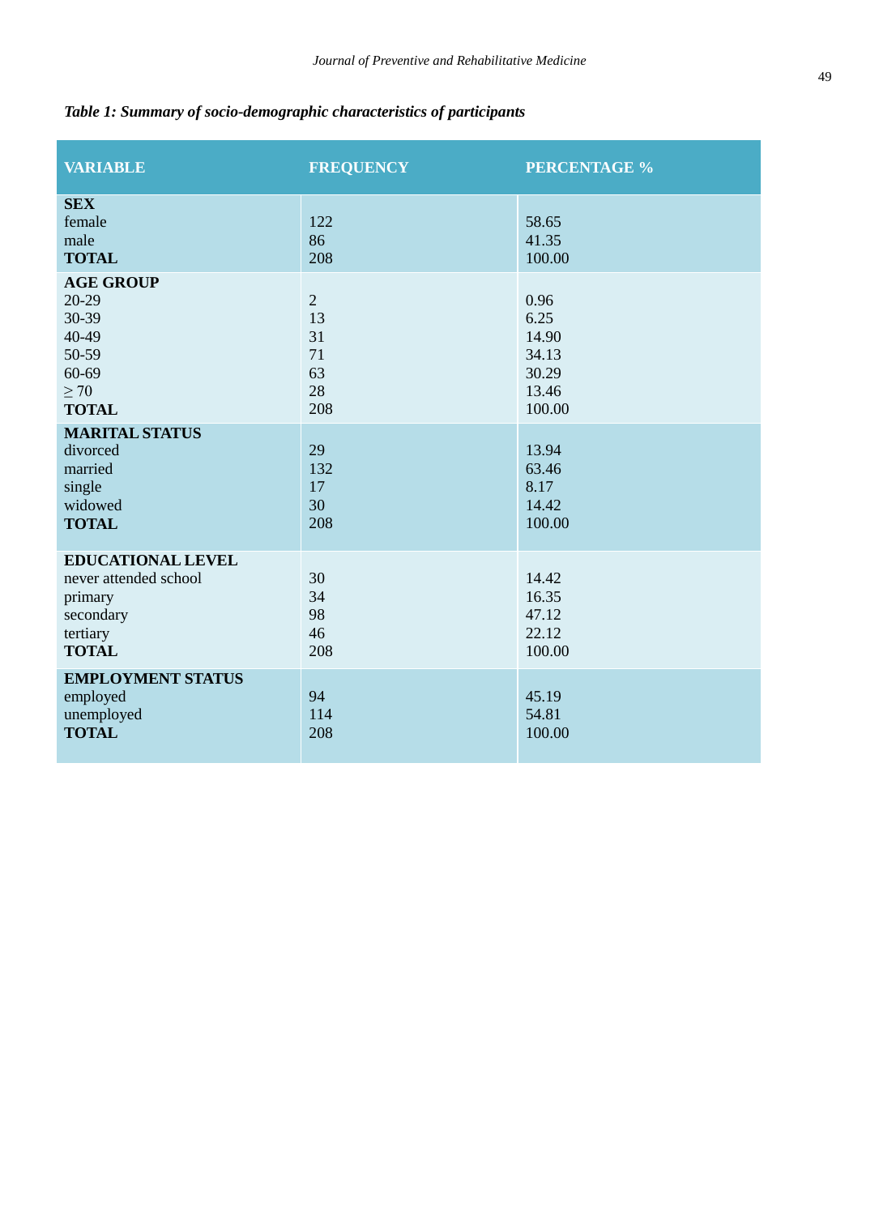*Table 1: Summary of socio-demographic characteristics of participants*

| VARIABLE | FREQUENCY | PERCENTAGE % |
|---|---|---|
| **SEX** | | |
| female | 122 | 58.65 |
| male | 86 | 41.35 |
| **TOTAL** | 208 | 100.00 |
| **AGE GROUP** | | |
| 20-29 | 2 | 0.96 |
| 30-39 | 13 | 6.25 |
| 40-49 | 31 | 14.90 |
| 50-59 | 71 | 34.13 |
| 60-69 | 63 | 30.29 |
| ≥ 70 | 28 | 13.46 |
| **TOTAL** | 208 | 100.00 |
| **MARITAL STATUS** | | |
| divorced | 29 | 13.94 |
| married | 132 | 63.46 |
| single | 17 | 8.17 |
| widowed | 30 | 14.42 |
| **TOTAL** | 208 | 100.00 |
| **EDUCATIONAL LEVEL** | | |
| never attended school | 30 | 14.42 |
| primary | 34 | 16.35 |
| secondary | 98 | 47.12 |
| tertiary | 46 | 22.12 |
| **TOTAL** | 208 | 100.00 |
| **EMPLOYMENT STATUS** | | |
| employed | 94 | 45.19 |
| unemployed | 114 | 54.81 |
| **TOTAL** | 208 | 100.00 |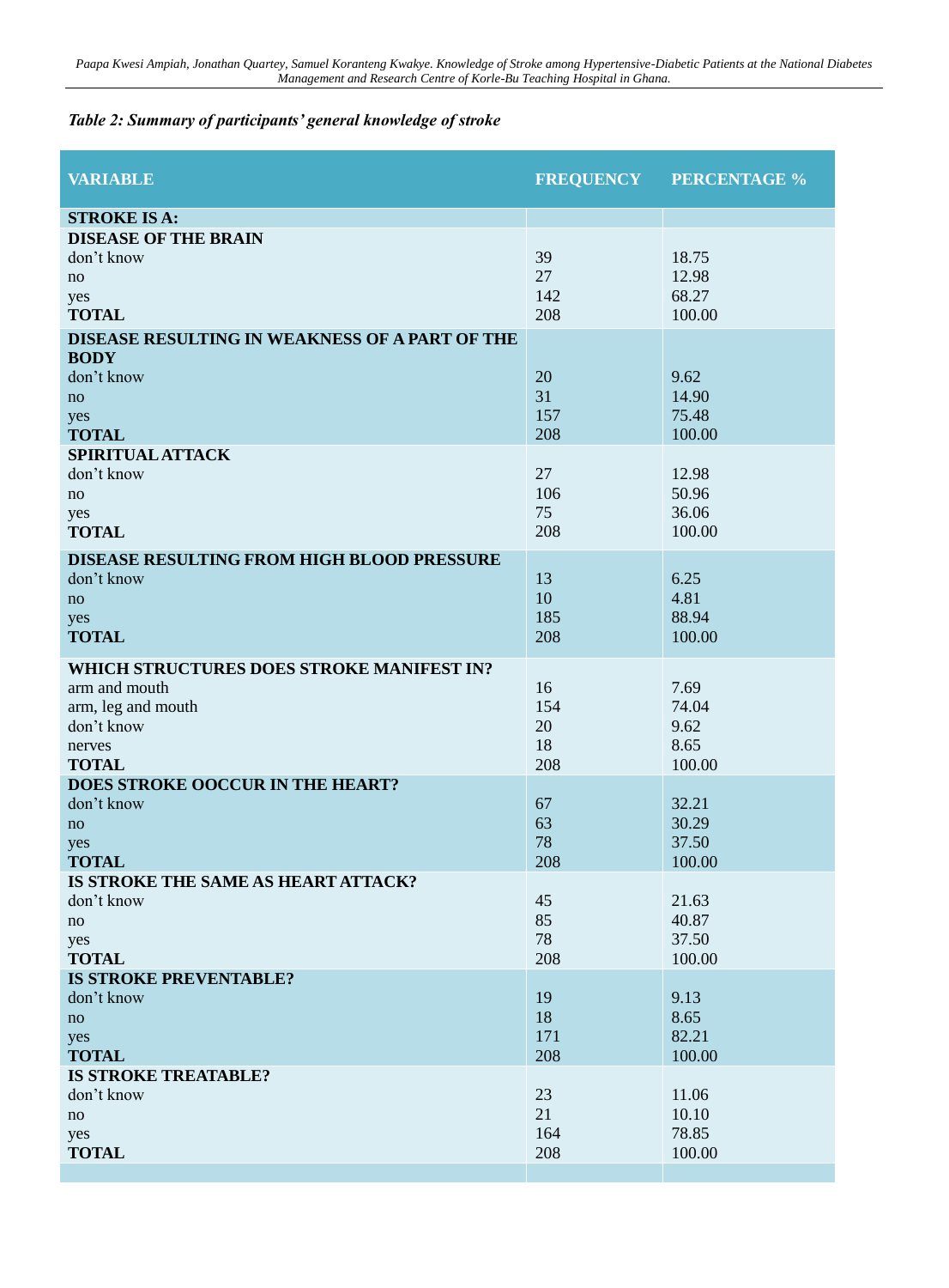*Table 2: Summary of participants' general knowledge of stroke*

| VARIABLE | FREQUENCY | PERCENTAGE % |
|---|---|---|
| **STROKE IS A:** | | |
| **DISEASE OF THE BRAIN** | | |
| don't know | 39 | 18.75 |
| no | 27 | 12.98 |
| yes | 142 | 68.27 |
| **TOTAL** | 208 | 100.00 |
| **DISEASE RESULTING IN WEAKNESS OF A PART OF THE BODY** | | |
| don't know | 20 | 9.62 |
| no | 31 | 14.90 |
| yes | 157 | 75.48 |
| **TOTAL** | 208 | 100.00 |
| **SPIRITUAL ATTACK** | | |
| don't know | 27 | 12.98 |
| no | 106 | 50.96 |
| yes | 75 | 36.06 |
| **TOTAL** | 208 | 100.00 |
| **DISEASE RESULTING FROM HIGH BLOOD PRESSURE** | | |
| don't know | 13 | 6.25 |
| no | 10 | 4.81 |
| yes | 185 | 88.94 |
| **TOTAL** | 208 | 100.00 |
| **WHICH STRUCTURES DOES STROKE MANIFEST IN?** | | |
| arm and mouth | 16 | 7.69 |
| arm, leg and mouth | 154 | 74.04 |
| don't know | 20 | 9.62 |
| nerves | 18 | 8.65 |
| **TOTAL** | 208 | 100.00 |
| **DOES STROKE OOCCUR IN THE HEART?** | | |
| don't know | 67 | 32.21 |
| no | 63 | 30.29 |
| yes | 78 | 37.50 |
| **TOTAL** | 208 | 100.00 |
| **IS STROKE THE SAME AS HEART ATTACK?** | | |
| don't know | 45 | 21.63 |
| no | 85 | 40.87 |
| yes | 78 | 37.50 |
| **TOTAL** | 208 | 100.00 |
| **IS STROKE PREVENTABLE?** | | |
| don't know | 19 | 9.13 |
| no | 18 | 8.65 |
| yes | 171 | 82.21 |
| **TOTAL** | 208 | 100.00 |
| **IS STROKE TREATABLE?** | | |
| don't know | 23 | 11.06 |
| no | 21 | 10.10 |
| yes | 164 | 78.85 |
| **TOTAL** | 208 | 100.00 |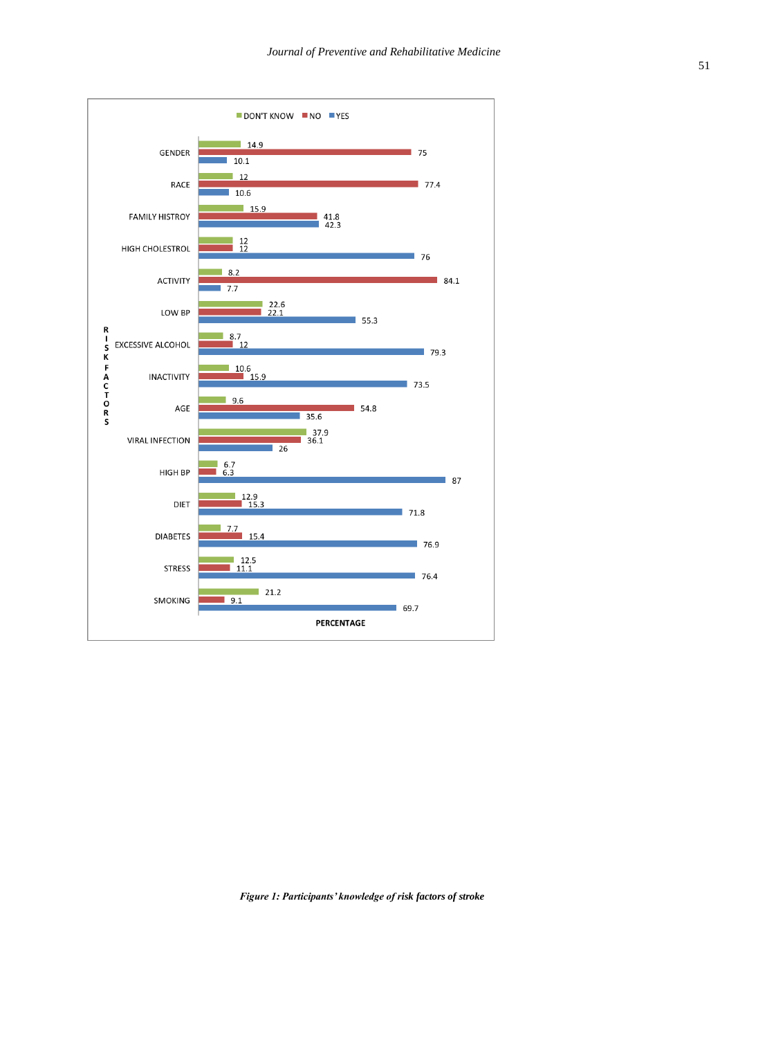| RISK FACTORS | DON'T KNOW | NO | YES |
|---|---|---|---|
| GENDER | 14.9 | 75 | 10.1 |
| RACE | 12 | 77.4 | 10.6 |
| FAMILY HISTROY | 15.9 | 41.8 | 42.3 |
| HIGH CHOLESTROL | 12 | 12 | 76 |
| ACTIVITY | 8.2 | 84.1 | 7.7 |
| LOW BP | 22.6 | 22.1 | 55.3 |
| EXCESSIVE ALCOHOL | 8.7 | 12 | 79.3 |
| INACTIVITY | 10.6 | 15.9 | 73.5 |
| AGE | 9.6 | 54.8 | 35.6 |
| VIRAL INFECTION | 37.9 | 36.1 | 26 |
| HIGH BP | 6.7 | 6.3 | 87 |
| DIET | 12.9 | 15.3 | 71.8 |
| DIABETES | 7.7 | 15.4 | 76.9 |
| STRESS | 12.5 | 11.1 | 76.4 |
| SMOKING | 21.2 | 9.1 | 69.7 |

PERCENTAGE

***Figure 1: Participants' knowledge of risk factors of stroke***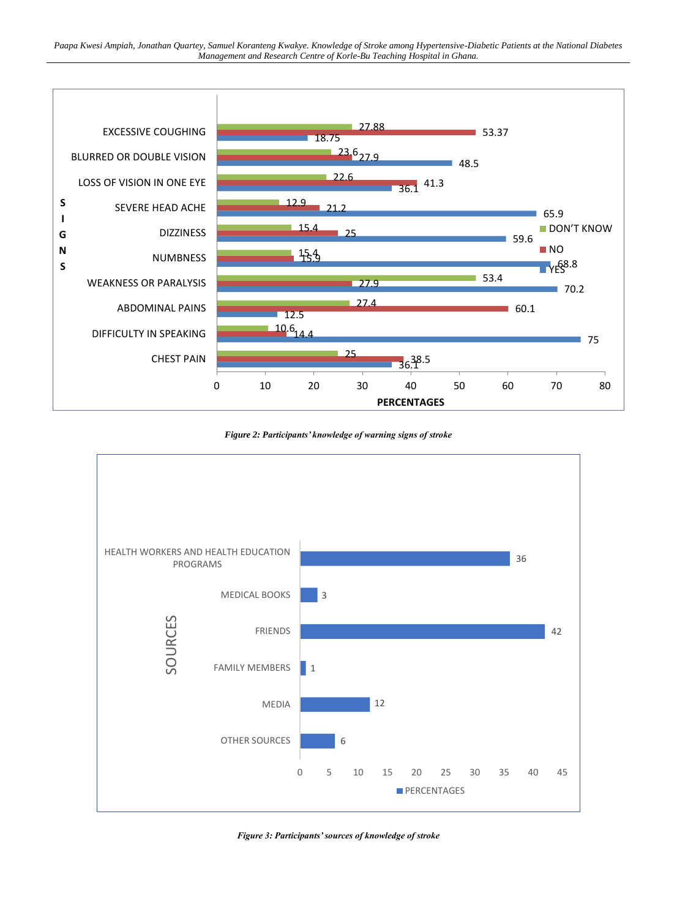| SIGNS | YES | NO | DON'T KNOW |
|---|---|---|---|
| EXCESSIVE COUGHING | 18.75 | 53.37 | 27.88 |
| BLURRED OR DOUBLE VISION | 48.5 | 27.9 | 23.6 |
| LOSS OF VISION IN ONE EYE | 36.1 | 41.3 | 22.6 |
| SEVERE HEAD ACHE | 65.9 | 21.2 | 12.9 |
| DIZZINESS | 59.6 | 25 | 15.4 |
| NUMBNESS | 68.8 | 15.9 | 15.4 |
| WEAKNESS OR PARALYSIS | 70.2 | 27.9 | 53.4 |
| ABDOMINAL PAINS | 12.5 | 60.1 | 27.4 |
| DIFFICULTY IN SPEAKING | 75 | 14.4 | 10.6 |
| CHEST PAIN | 36.1 | 38.5 | 25 |

*Figure 2: Participants' knowledge of warning signs of stroke*

| SOURCES | PERCENTAGES |
|---|---|
| HEALTH WORKERS AND HEALTH EDUCATION PROGRAMS | 36 |
| MEDICAL BOOKS | 3 |
| FRIENDS | 42 |
| FAMILY MEMBERS | 1 |
| MEDIA | 12 |
| OTHER SOURCES | 6 |

*Figure 3: Participants' sources of knowledge of stroke*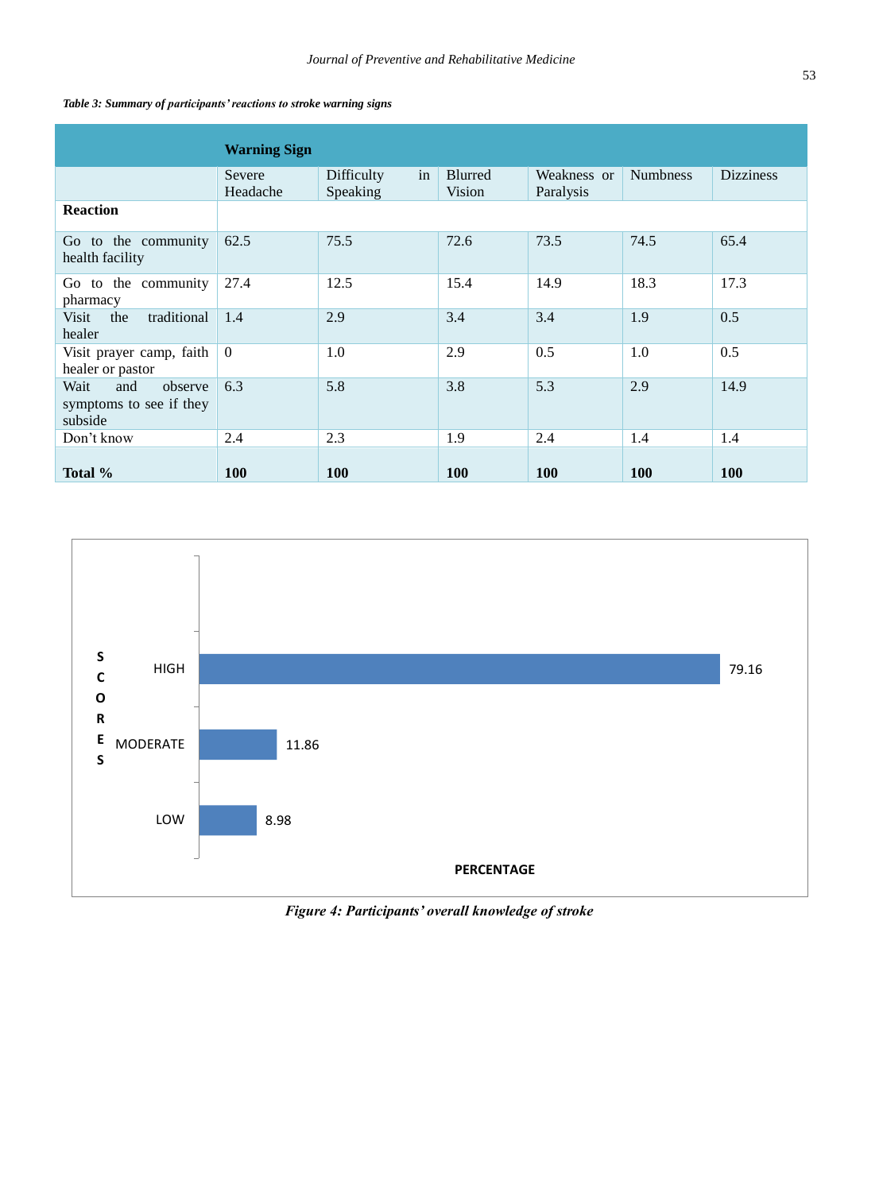*Table 3: Summary of participants' reactions to stroke warning signs*

| | Warning Sign | | | | | |
|---|---|---|---|---|---|---|
| | Severe Headache | Difficulty in Speaking | Blurred Vision | Weakness or Paralysis | Numbness | Dizziness |
| **Reaction** | | | | | | |
| Go to the community health facility | 62.5 | 75.5 | 72.6 | 73.5 | 74.5 | 65.4 |
| Go to the community pharmacy | 27.4 | 12.5 | 15.4 | 14.9 | 18.3 | 17.3 |
| Visit the traditional healer | 1.4 | 2.9 | 3.4 | 3.4 | 1.9 | 0.5 |
| Visit prayer camp, faith healer or pastor | 0 | 1.0 | 2.9 | 0.5 | 1.0 | 0.5 |
| Wait and observe symptoms to see if they subside | 6.3 | 5.8 | 3.8 | 5.3 | 2.9 | 14.9 |
| Don't know | 2.4 | 2.3 | 1.9 | 2.4 | 1.4 | 1.4 |
| **Total %** | **100** | **100** | **100** | **100** | **100** | **100** |

| SCORES | PERCENTAGE |
|---|---|
| HIGH | 79.16 |
| MODERATE | 11.86 |
| LOW | 8.98 |

***Figure 4: Participants' overall knowledge of stroke***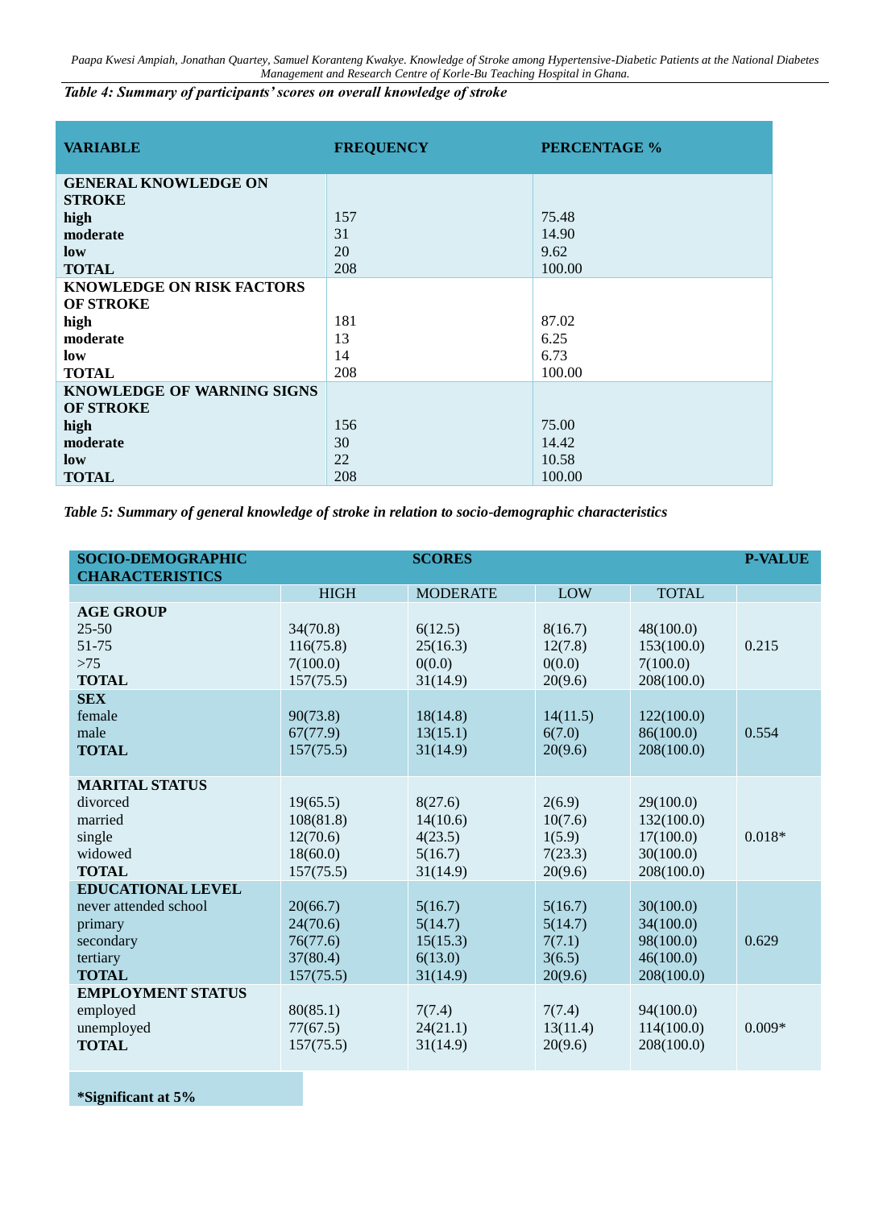*Table 4: Summary of participants' scores on overall knowledge of stroke*

| VARIABLE | FREQUENCY | PERCENTAGE % |
|---|---|---|
| **GENERAL KNOWLEDGE ON STROKE** | | |
| **high** | 157 | 75.48 |
| **moderate** | 31 | 14.90 |
| **low** | 20 | 9.62 |
| **TOTAL** | 208 | 100.00 |
| **KNOWLEDGE ON RISK FACTORS OF STROKE** | | |
| **high** | 181 | 87.02 |
| **moderate** | 13 | 6.25 |
| **low** | 14 | 6.73 |
| **TOTAL** | 208 | 100.00 |
| **KNOWLEDGE OF WARNING SIGNS OF STROKE** | | |
| **high** | 156 | 75.00 |
| **moderate** | 30 | 14.42 |
| **low** | 22 | 10.58 |
| **TOTAL** | 208 | 100.00 |

*Table 5: Summary of general knowledge of stroke in relation to socio-demographic characteristics*

| SOCIO-DEMOGRAPHIC CHARACTERISTICS | SCORES | | | | P-VALUE |
|---|---|---|---|---|---|
| | HIGH | MODERATE | LOW | TOTAL | |
| **AGE GROUP** | | | | | |
| 25-50 | 34(70.8) | 6(12.5) | 8(16.7) | 48(100.0) | |
| 51-75 | 116(75.8) | 25(16.3) | 12(7.8) | 153(100.0) | 0.215 |
| >75 | 7(100.0) | 0(0.0) | 0(0.0) | 7(100.0) | |
| **TOTAL** | 157(75.5) | 31(14.9) | 20(9.6) | 208(100.0) | |
| **SEX** | | | | | |
| female | 90(73.8) | 18(14.8) | 14(11.5) | 122(100.0) | |
| male | 67(77.9) | 13(15.1) | 6(7.0) | 86(100.0) | 0.554 |
| **TOTAL** | 157(75.5) | 31(14.9) | 20(9.6) | 208(100.0) | |
| **MARITAL STATUS** | | | | | |
| divorced | 19(65.5) | 8(27.6) | 2(6.9) | 29(100.0) | |
| married | 108(81.8) | 14(10.6) | 10(7.6) | 132(100.0) | |
| single | 12(70.6) | 4(23.5) | 1(5.9) | 17(100.0) | 0.018* |
| widowed | 18(60.0) | 5(16.7) | 7(23.3) | 30(100.0) | |
| **TOTAL** | 157(75.5) | 31(14.9) | 20(9.6) | 208(100.0) | |
| **EDUCATIONAL LEVEL** | | | | | |
| never attended school | 20(66.7) | 5(16.7) | 5(16.7) | 30(100.0) | |
| primary | 24(70.6) | 5(14.7) | 5(14.7) | 34(100.0) | |
| secondary | 76(77.6) | 15(15.3) | 7(7.1) | 98(100.0) | 0.629 |
| tertiary | 37(80.4) | 6(13.0) | 3(6.5) | 46(100.0) | |
| **TOTAL** | 157(75.5) | 31(14.9) | 20(9.6) | 208(100.0) | |
| **EMPLOYMENT STATUS** | | | | | |
| employed | 80(85.1) | 7(7.4) | 7(7.4) | 94(100.0) | |
| unemployed | 77(67.5) | 24(21.1) | 13(11.4) | 114(100.0) | 0.009* |
| **TOTAL** | 157(75.5) | 31(14.9) | 20(9.6) | 208(100.0) | |

**\*Significant at 5%**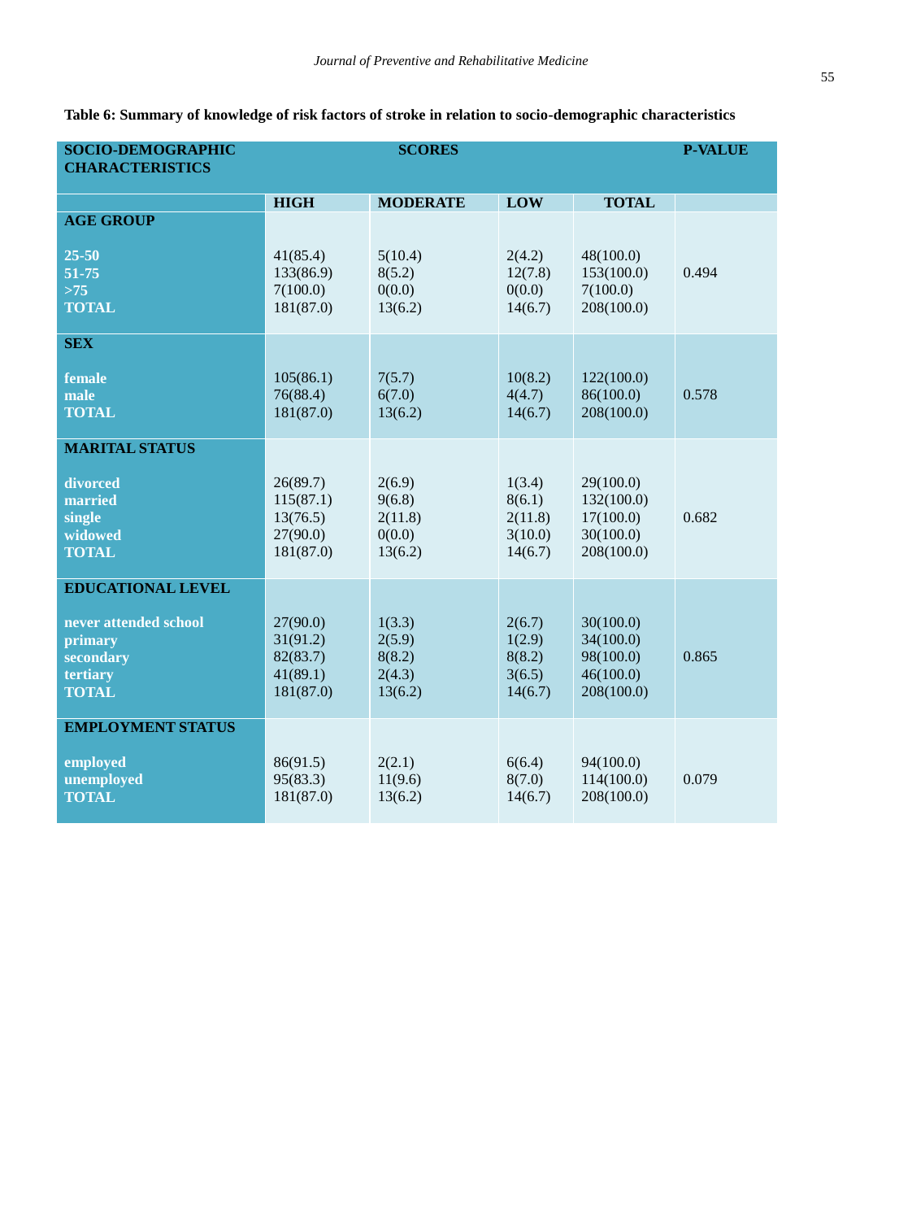**Table 6: Summary of knowledge of risk factors of stroke in relation to socio-demographic characteristics**

| SOCIO-DEMOGRAPHIC CHARACTERISTICS | SCORES | | | | P-VALUE |
|---|---|---|---|---|---|
| | HIGH | MODERATE | LOW | TOTAL | |
| **AGE GROUP** | | | | | |
| 25-50 | 41(85.4) | 5(10.4) | 2(4.2) | 48(100.0) | |
| 51-75 | 133(86.9) | 8(5.2) | 12(7.8) | 153(100.0) | 0.494 |
| >75 | 7(100.0) | 0(0.0) | 0(0.0) | 7(100.0) | |
| TOTAL | 181(87.0) | 13(6.2) | 14(6.7) | 208(100.0) | |
| **SEX** | | | | | |
| female | 105(86.1) | 7(5.7) | 10(8.2) | 122(100.0) | |
| male | 76(88.4) | 6(7.0) | 4(4.7) | 86(100.0) | 0.578 |
| TOTAL | 181(87.0) | 13(6.2) | 14(6.7) | 208(100.0) | |
| **MARITAL STATUS** | | | | | |
| divorced | 26(89.7) | 2(6.9) | 1(3.4) | 29(100.0) | |
| married | 115(87.1) | 9(6.8) | 8(6.1) | 132(100.0) | |
| single | 13(76.5) | 2(11.8) | 2(11.8) | 17(100.0) | 0.682 |
| widowed | 27(90.0) | 0(0.0) | 3(10.0) | 30(100.0) | |
| TOTAL | 181(87.0) | 13(6.2) | 14(6.7) | 208(100.0) | |
| **EDUCATIONAL LEVEL** | | | | | |
| never attended school | 27(90.0) | 1(3.3) | 2(6.7) | 30(100.0) | |
| primary | 31(91.2) | 2(5.9) | 1(2.9) | 34(100.0) | |
| secondary | 82(83.7) | 8(8.2) | 8(8.2) | 98(100.0) | 0.865 |
| tertiary | 41(89.1) | 2(4.3) | 3(6.5) | 46(100.0) | |
| TOTAL | 181(87.0) | 13(6.2) | 14(6.7) | 208(100.0) | |
| **EMPLOYMENT STATUS** | | | | | |
| employed | 86(91.5) | 2(2.1) | 6(6.4) | 94(100.0) | |
| unemployed | 95(83.3) | 11(9.6) | 8(7.0) | 114(100.0) | 0.079 |
| TOTAL | 181(87.0) | 13(6.2) | 14(6.7) | 208(100.0) | |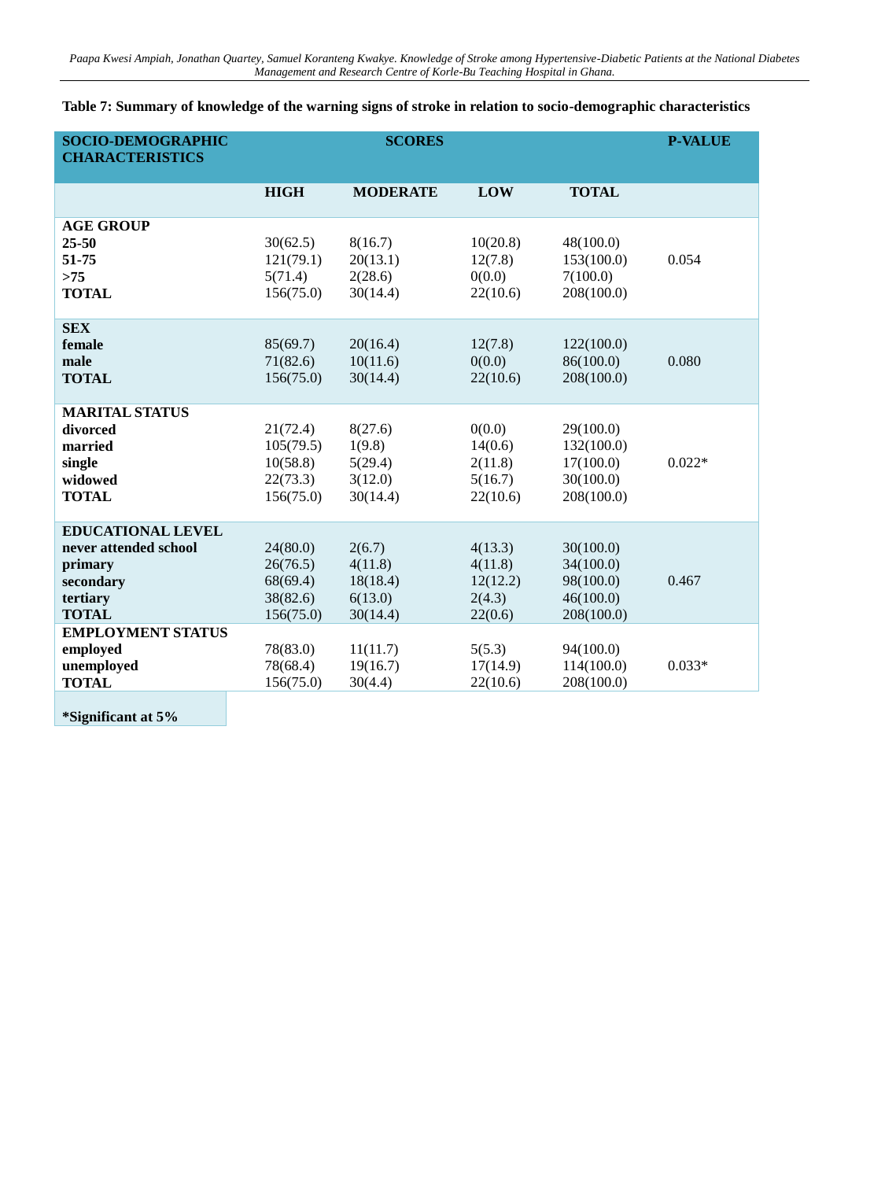**Table 7: Summary of knowledge of the warning signs of stroke in relation to socio-demographic characteristics**

| SOCIO-DEMOGRAPHIC CHARACTERISTICS | SCORES | | | | P-VALUE |
|---|---|---|---|---|---|
| | HIGH | MODERATE | LOW | TOTAL | |
| **AGE GROUP** | | | | | |
| **25-50** | 30(62.5) | 8(16.7) | 10(20.8) | 48(100.0) | |
| **51-75** | 121(79.1) | 20(13.1) | 12(7.8) | 153(100.0) | 0.054 |
| **>75** | 5(71.4) | 2(28.6) | 0(0.0) | 7(100.0) | |
| **TOTAL** | 156(75.0) | 30(14.4) | 22(10.6) | 208(100.0) | |
| **SEX** | | | | | |
| **female** | 85(69.7) | 20(16.4) | 12(7.8) | 122(100.0) | |
| **male** | 71(82.6) | 10(11.6) | 0(0.0) | 86(100.0) | 0.080 |
| **TOTAL** | 156(75.0) | 30(14.4) | 22(10.6) | 208(100.0) | |
| **MARITAL STATUS** | | | | | |
| **divorced** | 21(72.4) | 8(27.6) | 0(0.0) | 29(100.0) | |
| **married** | 105(79.5) | 1(9.8) | 14(0.6) | 132(100.0) | |
| **single** | 10(58.8) | 5(29.4) | 2(11.8) | 17(100.0) | 0.022* |
| **widowed** | 22(73.3) | 3(12.0) | 5(16.7) | 30(100.0) | |
| **TOTAL** | 156(75.0) | 30(14.4) | 22(10.6) | 208(100.0) | |
| **EDUCATIONAL LEVEL** | | | | | |
| **never attended school** | 24(80.0) | 2(6.7) | 4(13.3) | 30(100.0) | |
| **primary** | 26(76.5) | 4(11.8) | 4(11.8) | 34(100.0) | |
| **secondary** | 68(69.4) | 18(18.4) | 12(12.2) | 98(100.0) | 0.467 |
| **tertiary** | 38(82.6) | 6(13.0) | 2(4.3) | 46(100.0) | |
| **TOTAL** | 156(75.0) | 30(14.4) | 22(0.6) | 208(100.0) | |
| **EMPLOYMENT STATUS** | | | | | |
| **employed** | 78(83.0) | 11(11.7) | 5(5.3) | 94(100.0) | |
| **unemployed** | 78(68.4) | 19(16.7) | 17(14.9) | 114(100.0) | 0.033* |
| **TOTAL** | 156(75.0) | 30(4.4) | 22(10.6) | 208(100.0) | |

**\*Significant at 5%**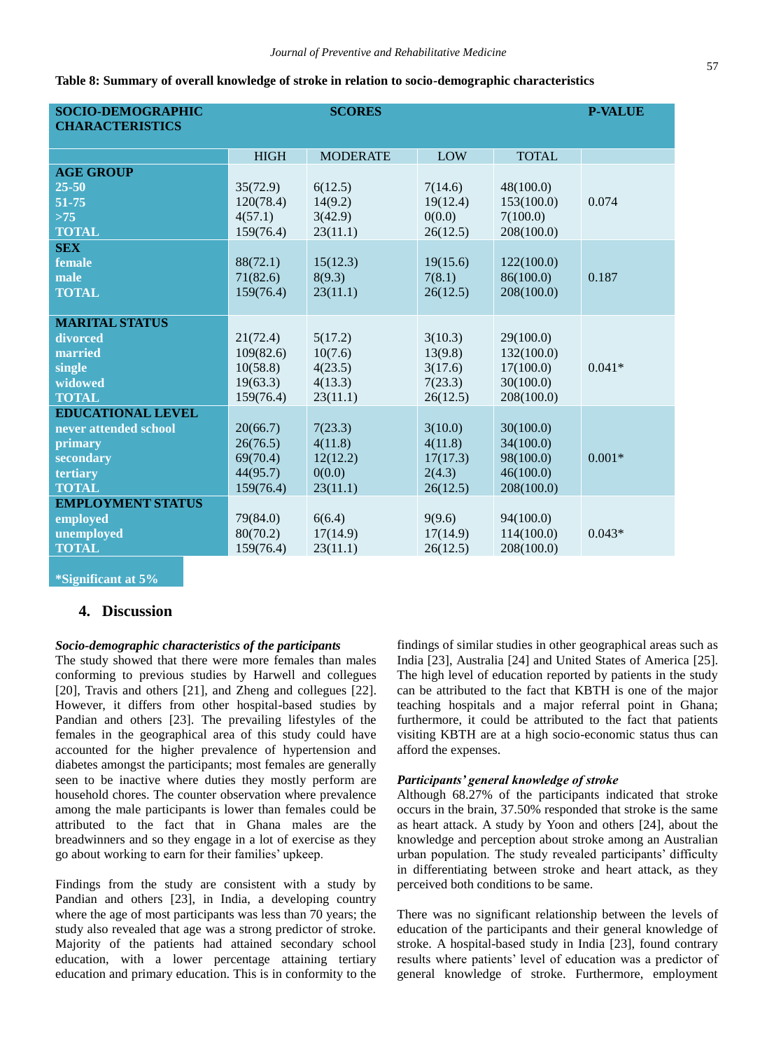**Table 8: Summary of overall knowledge of stroke in relation to socio-demographic characteristics**

| SOCIO-DEMOGRAPHIC CHARACTERISTICS | SCORES | | | | P-VALUE |
|---|---|---|---|---|---|
| | HIGH | MODERATE | LOW | TOTAL | |
| **AGE GROUP** | | | | | |
| 25-50 | 35(72.9) | 6(12.5) | 7(14.6) | 48(100.0) | |
| 51-75 | 120(78.4) | 14(9.2) | 19(12.4) | 153(100.0) | 0.074 |
| >75 | 4(57.1) | 3(42.9) | 0(0.0) | 7(100.0) | |
| TOTAL | 159(76.4) | 23(11.1) | 26(12.5) | 208(100.0) | |
| **SEX** | | | | | |
| female | 88(72.1) | 15(12.3) | 19(15.6) | 122(100.0) | |
| male | 71(82.6) | 8(9.3) | 7(8.1) | 86(100.0) | 0.187 |
| TOTAL | 159(76.4) | 23(11.1) | 26(12.5) | 208(100.0) | |
| **MARITAL STATUS** | | | | | |
| divorced | 21(72.4) | 5(17.2) | 3(10.3) | 29(100.0) | |
| married | 109(82.6) | 10(7.6) | 13(9.8) | 132(100.0) | |
| single | 10(58.8) | 4(23.5) | 3(17.6) | 17(100.0) | 0.041* |
| widowed | 19(63.3) | 4(13.3) | 7(23.3) | 30(100.0) | |
| TOTAL | 159(76.4) | 23(11.1) | 26(12.5) | 208(100.0) | |
| **EDUCATIONAL LEVEL** | | | | | |
| never attended school | 20(66.7) | 7(23.3) | 3(10.0) | 30(100.0) | |
| primary | 26(76.5) | 4(11.8) | 4(11.8) | 34(100.0) | |
| secondary | 69(70.4) | 12(12.2) | 17(17.3) | 98(100.0) | 0.001* |
| tertiary | 44(95.7) | 0(0.0) | 2(4.3) | 46(100.0) | |
| TOTAL | 159(76.4) | 23(11.1) | 26(12.5) | 208(100.0) | |
| **EMPLOYMENT STATUS** | | | | | |
| employed | 79(84.0) | 6(6.4) | 9(9.6) | 94(100.0) | |
| unemployed | 80(70.2) | 17(14.9) | 17(14.9) | 114(100.0) | 0.043* |
| TOTAL | 159(76.4) | 23(11.1) | 26(12.5) | 208(100.0) | |

*Significant at 5%

## 4. Discussion

***Socio-demographic characteristics of the participants***

The study showed that there were more females than males conforming to previous studies by Harwell and collegues [20], Travis and others [21], and Zheng and collegues [22]. However, it differs from other hospital-based studies by Pandian and others [23]. The prevailing lifestyles of the females in the geographical area of this study could have accounted for the higher prevalence of hypertension and diabetes amongst the participants; most females are generally seen to be inactive where duties they mostly perform are household chores. The counter observation where prevalence among the male participants is lower than females could be attributed to the fact that in Ghana males are the breadwinners and so they engage in a lot of exercise as they go about working to earn for their families' upkeep.

Findings from the study are consistent with a study by Pandian and others [23], in India, a developing country where the age of most participants was less than 70 years; the study also revealed that age was a strong predictor of stroke. Majority of the patients had attained secondary school education, with a lower percentage attaining tertiary education and primary education. This is in conformity to the findings of similar studies in other geographical areas such as India [23], Australia [24] and United States of America [25]. The high level of education reported by patients in the study can be attributed to the fact that KBTH is one of the major teaching hospitals and a major referral point in Ghana; furthermore, it could be attributed to the fact that patients visiting KBTH are at a high socio-economic status thus can afford the expenses.

***Participants' general knowledge of stroke***

Although 68.27% of the participants indicated that stroke occurs in the brain, 37.50% responded that stroke is the same as heart attack. A study by Yoon and others [24], about the knowledge and perception about stroke among an Australian urban population. The study revealed participants' difficulty in differentiating between stroke and heart attack, as they perceived both conditions to be same.

There was no significant relationship between the levels of education of the participants and their general knowledge of stroke. A hospital-based study in India [23], found contrary results where patients' level of education was a predictor of general knowledge of stroke. Furthermore, employment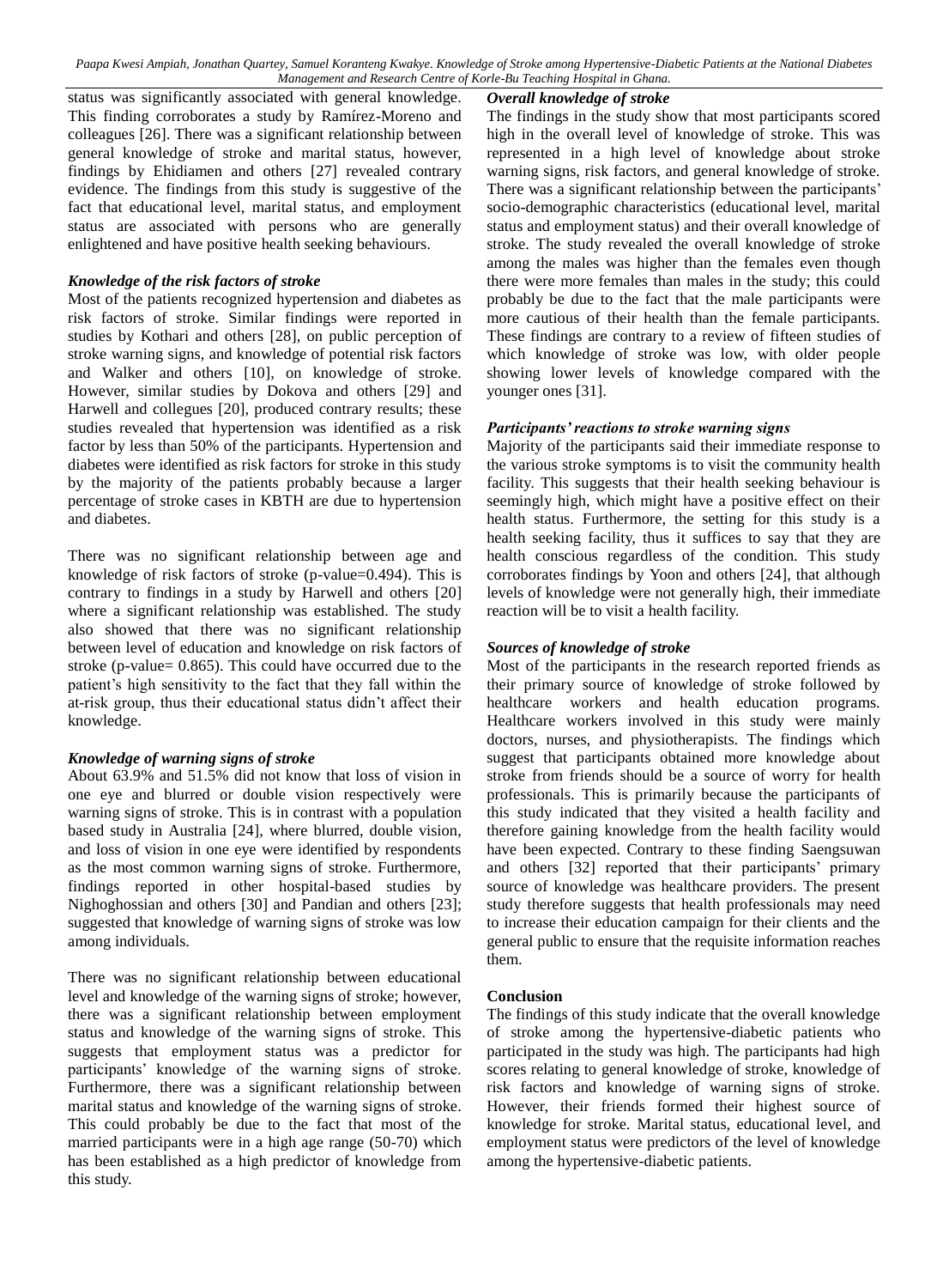status was significantly associated with general knowledge. This finding corroborates a study by Ramírez-Moreno and colleagues [26]. There was a significant relationship between general knowledge of stroke and marital status, however, findings by Ehidiamen and others [27] revealed contrary evidence. The findings from this study is suggestive of the fact that educational level, marital status, and employment status are associated with persons who are generally enlightened and have positive health seeking behaviours.

### *Knowledge of the risk factors of stroke*

Most of the patients recognized hypertension and diabetes as risk factors of stroke. Similar findings were reported in studies by Kothari and others [28], on public perception of stroke warning signs, and knowledge of potential risk factors and Walker and others [10], on knowledge of stroke. However, similar studies by Dokova and others [29] and Harwell and collegues [20], produced contrary results; these studies revealed that hypertension was identified as a risk factor by less than 50% of the participants. Hypertension and diabetes were identified as risk factors for stroke in this study by the majority of the patients probably because a larger percentage of stroke cases in KBTH are due to hypertension and diabetes.

There was no significant relationship between age and knowledge of risk factors of stroke (p-value=0.494). This is contrary to findings in a study by Harwell and others [20] where a significant relationship was established. The study also showed that there was no significant relationship between level of education and knowledge on risk factors of stroke (p-value= 0.865). This could have occurred due to the patient's high sensitivity to the fact that they fall within the at-risk group, thus their educational status didn't affect their knowledge.

### *Knowledge of warning signs of stroke*

About 63.9% and 51.5% did not know that loss of vision in one eye and blurred or double vision respectively were warning signs of stroke. This is in contrast with a population based study in Australia [24], where blurred, double vision, and loss of vision in one eye were identified by respondents as the most common warning signs of stroke. Furthermore, findings reported in other hospital-based studies by Nighoghossian and others [30] and Pandian and others [23]; suggested that knowledge of warning signs of stroke was low among individuals.

There was no significant relationship between educational level and knowledge of the warning signs of stroke; however, there was a significant relationship between employment status and knowledge of the warning signs of stroke. This suggests that employment status was a predictor for participants' knowledge of the warning signs of stroke. Furthermore, there was a significant relationship between marital status and knowledge of the warning signs of stroke. This could probably be due to the fact that most of the married participants were in a high age range (50-70) which has been established as a high predictor of knowledge from this study.

### *Overall knowledge of stroke*

The findings in the study show that most participants scored high in the overall level of knowledge of stroke. This was represented in a high level of knowledge about stroke warning signs, risk factors, and general knowledge of stroke. There was a significant relationship between the participants' socio-demographic characteristics (educational level, marital status and employment status) and their overall knowledge of stroke. The study revealed the overall knowledge of stroke among the males was higher than the females even though there were more females than males in the study; this could probably be due to the fact that the male participants were more cautious of their health than the female participants. These findings are contrary to a review of fifteen studies of which knowledge of stroke was low, with older people showing lower levels of knowledge compared with the younger ones [31].

### *Participants' reactions to stroke warning signs*

Majority of the participants said their immediate response to the various stroke symptoms is to visit the community health facility. This suggests that their health seeking behaviour is seemingly high, which might have a positive effect on their health status. Furthermore, the setting for this study is a health seeking facility, thus it suffices to say that they are health conscious regardless of the condition. This study corroborates findings by Yoon and others [24], that although levels of knowledge were not generally high, their immediate reaction will be to visit a health facility.

### *Sources of knowledge of stroke*

Most of the participants in the research reported friends as their primary source of knowledge of stroke followed by healthcare workers and health education programs. Healthcare workers involved in this study were mainly doctors, nurses, and physiotherapists. The findings which suggest that participants obtained more knowledge about stroke from friends should be a source of worry for health professionals. This is primarily because the participants of this study indicated that they visited a health facility and therefore gaining knowledge from the health facility would have been expected. Contrary to these finding Saengsuwan and others [32] reported that their participants' primary source of knowledge was healthcare providers. The present study therefore suggests that health professionals may need to increase their education campaign for their clients and the general public to ensure that the requisite information reaches them.

## Conclusion

The findings of this study indicate that the overall knowledge of stroke among the hypertensive-diabetic patients who participated in the study was high. The participants had high scores relating to general knowledge of stroke, knowledge of risk factors and knowledge of warning signs of stroke. However, their friends formed their highest source of knowledge for stroke. Marital status, educational level, and employment status were predictors of the level of knowledge among the hypertensive-diabetic patients.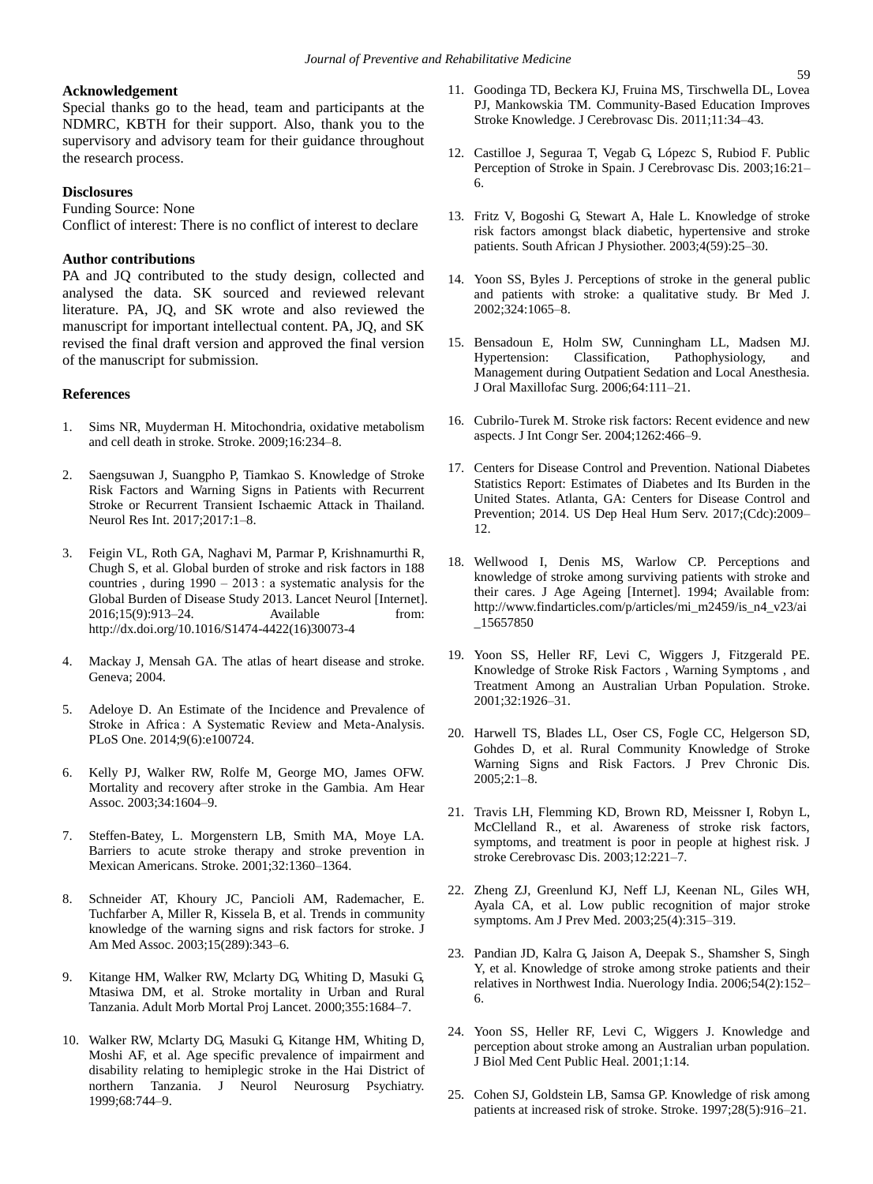### Acknowledgement

Special thanks go to the head, team and participants at the NDMRC, KBTH for their support. Also, thank you to the supervisory and advisory team for their guidance throughout the research process.

### Disclosures

Funding Source: None

Conflict of interest: There is no conflict of interest to declare

### Author contributions

PA and JQ contributed to the study design, collected and analysed the data. SK sourced and reviewed relevant literature. PA, JQ, and SK wrote and also reviewed the manuscript for important intellectual content. PA, JQ, and SK revised the final draft version and approved the final version of the manuscript for submission.

### References

1. Sims NR, Muyderman H. Mitochondria, oxidative metabolism and cell death in stroke. Stroke. 2009;16:234–8.
2. Saengsuwan J, Suangpho P, Tiamkao S. Knowledge of Stroke Risk Factors and Warning Signs in Patients with Recurrent Stroke or Recurrent Transient Ischaemic Attack in Thailand. Neurol Res Int. 2017;2017:1–8.
3. Feigin VL, Roth GA, Naghavi M, Parmar P, Krishnamurthi R, Chugh S, et al. Global burden of stroke and risk factors in 188 countries , during 1990 – 2013 : a systematic analysis for the Global Burden of Disease Study 2013. Lancet Neurol [Internet]. 2016;15(9):913–24. Available from: http://dx.doi.org/10.1016/S1474-4422(16)30073-4
4. Mackay J, Mensah GA. The atlas of heart disease and stroke. Geneva; 2004.
5. Adeloye D. An Estimate of the Incidence and Prevalence of Stroke in Africa : A Systematic Review and Meta-Analysis. PLoS One. 2014;9(6):e100724.
6. Kelly PJ, Walker RW, Rolfe M, George MO, James OFW. Mortality and recovery after stroke in the Gambia. Am Hear Assoc. 2003;34:1604–9.
7. Steffen-Batey, L. Morgenstern LB, Smith MA, Moye LA. Barriers to acute stroke therapy and stroke prevention in Mexican Americans. Stroke. 2001;32:1360–1364.
8. Schneider AT, Khoury JC, Pancioli AM, Rademacher, E. Tuchfarber A, Miller R, Kissela B, et al. Trends in community knowledge of the warning signs and risk factors for stroke. J Am Med Assoc. 2003;15(289):343–6.
9. Kitange HM, Walker RW, Mclarty DG, Whiting D, Masuki G, Mtasiwa DM, et al. Stroke mortality in Urban and Rural Tanzania. Adult Morb Mortal Proj Lancet. 2000;355:1684–7.
10. Walker RW, Mclarty DG, Masuki G, Kitange HM, Whiting D, Moshi AF, et al. Age specific prevalence of impairment and disability relating to hemiplegic stroke in the Hai District of northern Tanzania. J Neurol Neurosurg Psychiatry. 1999;68:744–9.
11. Goodinga TD, Beckera KJ, Fruina MS, Tirschwella DL, Lovea PJ, Mankowskia TM. Community-Based Education Improves Stroke Knowledge. J Cerebrovasc Dis. 2011;11:34–43.
12. Castilloe J, Seguraa T, Vegab G, Lópezc S, Rubiod F. Public Perception of Stroke in Spain. J Cerebrovasc Dis. 2003;16:21–6.
13. Fritz V, Bogoshi G, Stewart A, Hale L. Knowledge of stroke risk factors amongst black diabetic, hypertensive and stroke patients. South African J Physiother. 2003;4(59):25–30.
14. Yoon SS, Byles J. Perceptions of stroke in the general public and patients with stroke: a qualitative study. Br Med J. 2002;324:1065–8.
15. Bensadoun E, Holm SW, Cunningham LL, Madsen MJ. Hypertension: Classification, Pathophysiology, and Management during Outpatient Sedation and Local Anesthesia. J Oral Maxillofac Surg. 2006;64:111–21.
16. Cubrilo-Turek M. Stroke risk factors: Recent evidence and new aspects. J Int Congr Ser. 2004;1262:466–9.
17. Centers for Disease Control and Prevention. National Diabetes Statistics Report: Estimates of Diabetes and Its Burden in the United States. Atlanta, GA: Centers for Disease Control and Prevention; 2014. US Dep Heal Hum Serv. 2017;(Cdc):2009–12.
18. Wellwood I, Denis MS, Warlow CP. Perceptions and knowledge of stroke among surviving patients with stroke and their cares. J Age Ageing [Internet]. 1994; Available from: http://www.findarticles.com/p/articles/mi_m2459/is_n4_v23/ai_15657850
19. Yoon SS, Heller RF, Levi C, Wiggers J, Fitzgerald PE. Knowledge of Stroke Risk Factors , Warning Symptoms , and Treatment Among an Australian Urban Population. Stroke. 2001;32:1926–31.
20. Harwell TS, Blades LL, Oser CS, Fogle CC, Helgerson SD, Gohdes D, et al. Rural Community Knowledge of Stroke Warning Signs and Risk Factors. J Prev Chronic Dis. 2005;2:1–8.
21. Travis LH, Flemming KD, Brown RD, Meissner I, Robyn L, McClelland R., et al. Awareness of stroke risk factors, symptoms, and treatment is poor in people at highest risk. J stroke Cerebrovasc Dis. 2003;12:221–7.
22. Zheng ZJ, Greenlund KJ, Neff LJ, Keenan NL, Giles WH, Ayala CA, et al. Low public recognition of major stroke symptoms. Am J Prev Med. 2003;25(4):315–319.
23. Pandian JD, Kalra G, Jaison A, Deepak S., Shamsher S, Singh Y, et al. Knowledge of stroke among stroke patients and their relatives in Northwest India. Nuerology India. 2006;54(2):152–6.
24. Yoon SS, Heller RF, Levi C, Wiggers J. Knowledge and perception about stroke among an Australian urban population. J Biol Med Cent Public Heal. 2001;1:14.
25. Cohen SJ, Goldstein LB, Samsa GP. Knowledge of risk among patients at increased risk of stroke. Stroke. 1997;28(5):916–21.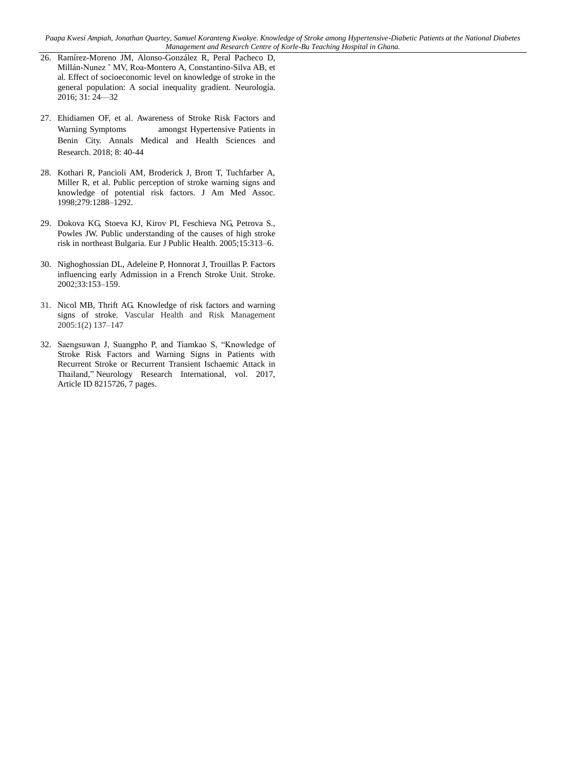26. Ramírez-Moreno JM, Alonso-González R, Peral Pacheco D, Millán-Nunez ˜ MV, Roa-Montero A, Constantino-Silva AB, et al. Effect of socioeconomic level on knowledge of stroke in the general population: A social inequality gradient. Neurología. 2016; 31: 24—32

27. Ehidiamen OF, et al. Awareness of Stroke Risk Factors and Warning Symptoms amongst Hypertensive Patients in Benin City. Annals Medical and Health Sciences and Research. 2018; 8: 40-44

28. Kothari R, Pancioli AM, Broderick J, Brott T, Tuchfarber A, Miller R, et al. Public perception of stroke warning signs and knowledge of potential risk factors. J Am Med Assoc. 1998;279:1288–1292.

29. Dokova KG, Stoeva KJ, Kirov PI, Feschieva NG, Petrova S., Powles JW. Public understanding of the causes of high stroke risk in northeast Bulgaria. Eur J Public Health. 2005;15:313–6.

30. Nighoghossian DL, Adeleine P, Honnorat J, Trouillas P. Factors influencing early Admission in a French Stroke Unit. Stroke. 2002;33:153–159.

31. Nicol MB, Thrift AG. Knowledge of risk factors and warning signs of stroke. Vascular Health and Risk Management 2005:1(2) 137–147

32. Saengsuwan J, Suangpho P, and Tiamkao S, "Knowledge of Stroke Risk Factors and Warning Signs in Patients with Recurrent Stroke or Recurrent Transient Ischaemic Attack in Thailand," Neurology Research International, vol. 2017, Article ID 8215726, 7 pages.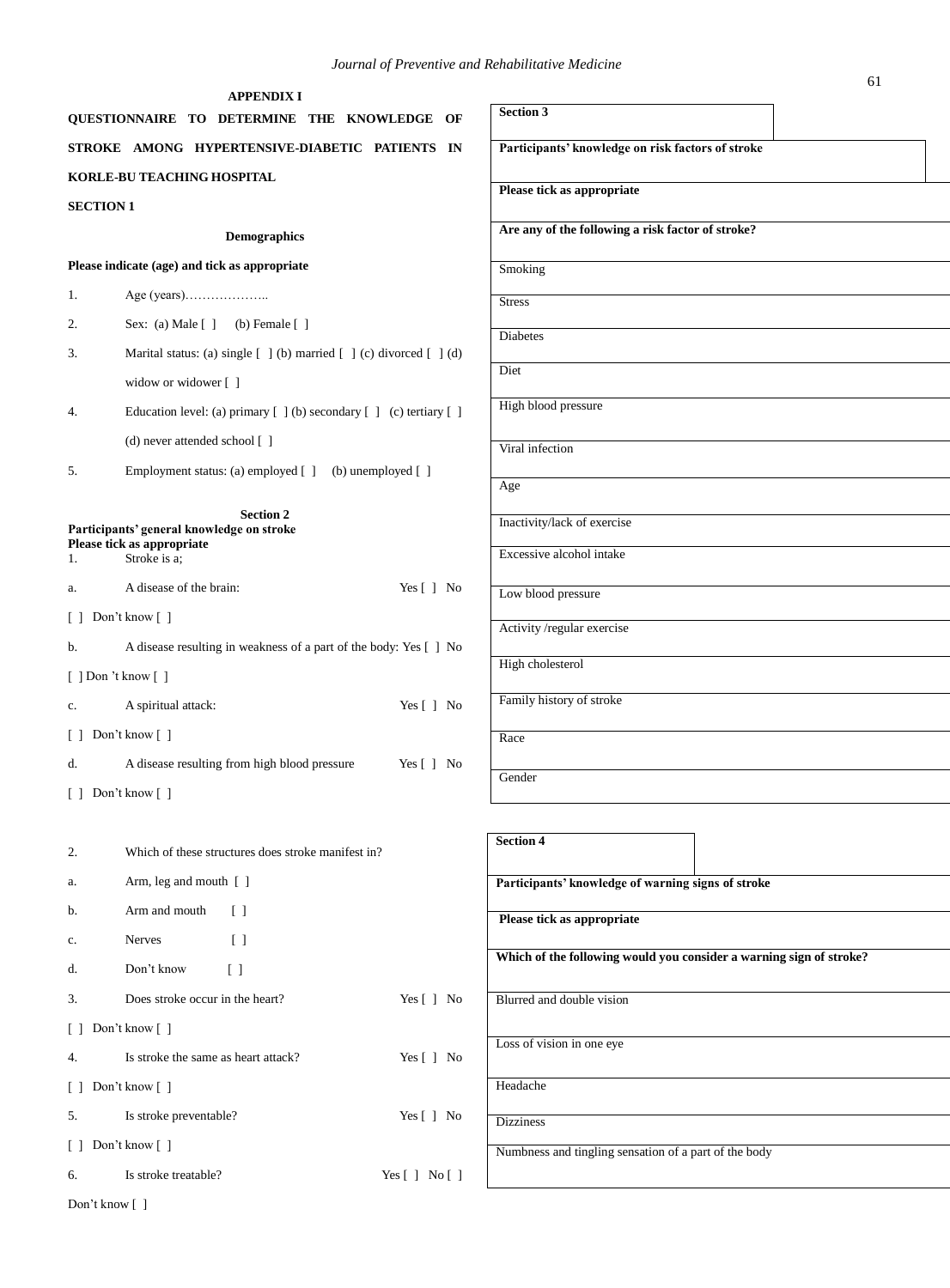## APPENDIX I

**QUESTIONNAIRE TO DETERMINE THE KNOWLEDGE OF STROKE AMONG HYPERTENSIVE-DIABETIC PATIENTS IN KORLE-BU TEACHING HOSPITAL**

### SECTION 1

**Demographics**

**Please indicate (age) and tick as appropriate**

1. Age (years)………………..
2. Sex: (a) Male [ ] (b) Female [ ]
3. Marital status: (a) single [ ] (b) married [ ] (c) divorced [ ] (d) widow or widower [ ]
4. Education level: (a) primary [ ] (b) secondary [ ] (c) tertiary [ ] (d) never attended school [ ]
5. Employment status: (a) employed [ ] (b) unemployed [ ]

### Section 2

**Participants' general knowledge on stroke**

**Please tick as appropriate**

1. Stroke is a;

a. A disease of the brain: Yes [ ] No [ ] Don't know [ ]

b. A disease resulting in weakness of a part of the body: Yes [ ] No [ ] Don 't know [ ]

c. A spiritual attack: Yes [ ] No [ ] Don't know [ ]

d. A disease resulting from high blood pressure Yes [ ] No [ ] Don't know [ ]

2. Which of these structures does stroke manifest in?

a. Arm, leg and mouth [ ]

b. Arm and mouth [ ]

c. Nerves [ ]

d. Don't know [ ]

3. Does stroke occur in the heart? Yes [ ] No [ ] Don't know [ ]

4. Is stroke the same as heart attack? Yes [ ] No [ ] Don't know [ ]

5. Is stroke preventable? Yes [ ] No [ ] Don't know [ ]

6. Is stroke treatable? Yes [ ] No [ ] Don't know [ ]

| **Section 3** |
|---|
| **Participants' knowledge on risk factors of stroke** |
| **Please tick as appropriate** |
| **Are any of the following a risk factor of stroke?** |
| Smoking |
| Stress |
| Diabetes |
| Diet |
| High blood pressure |
| Viral infection |
| Age |
| Inactivity/lack of exercise |
| Excessive alcohol intake |
| Low blood pressure |
| Activity /regular exercise |
| High cholesterol |
| Family history of stroke |
| Race |
| Gender |

| **Section 4** |
|---|
| **Participants' knowledge of warning signs of stroke** |
| **Please tick as appropriate** |
| **Which of the following would you consider a warning sign of stroke?** |
| Blurred and double vision |
| Loss of vision in one eye |
| Headache |
| Dizziness |
| Numbness and tingling sensation of a part of the body |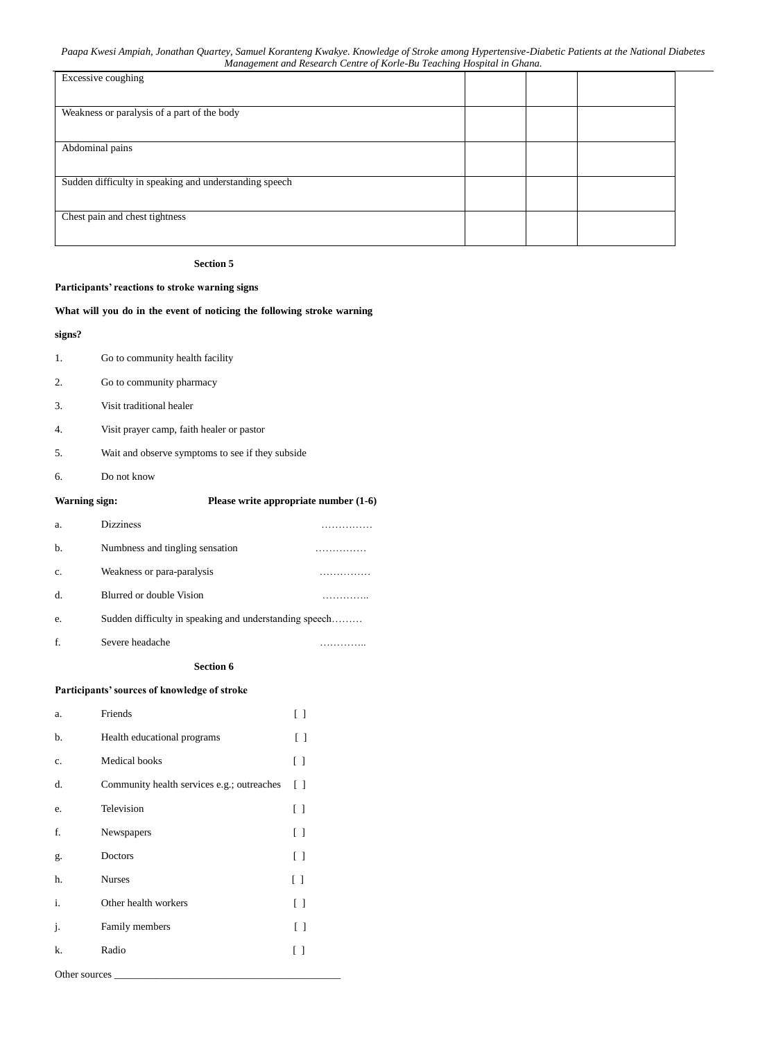| | | | |
|---|---|---|---|
| Excessive coughing | | | |
| Weakness or paralysis of a part of the body | | | |
| Abdominal pains | | | |
| Sudden difficulty in speaking and understanding speech | | | |
| Chest pain and chest tightness | | | |

**Section 5**

**Participants' reactions to stroke warning signs**

**What will you do in the event of noticing the following stroke warning signs?**

1. Go to community health facility
2. Go to community pharmacy
3. Visit traditional healer
4. Visit prayer camp, faith healer or pastor
5. Wait and observe symptoms to see if they subside
6. Do not know

**Warning sign:** **Please write appropriate number (1-6)**

a. Dizziness ……………

b. Numbness and tingling sensation ……………

c. Weakness or para-paralysis ……………

d. Blurred or double Vision …………..

e. Sudden difficulty in speaking and understanding speech………

f. Severe headache …………..

**Section 6**

**Participants' sources of knowledge of stroke**

a. Friends [ ]

b. Health educational programs [ ]

c. Medical books [ ]

d. Community health services e.g.; outreaches [ ]

e. Television [ ]

f. Newspapers [ ]

g. Doctors [ ]

h. Nurses [ ]

i. Other health workers [ ]

j. Family members [ ]

k. Radio [ ]

Other sources ___________________________________________